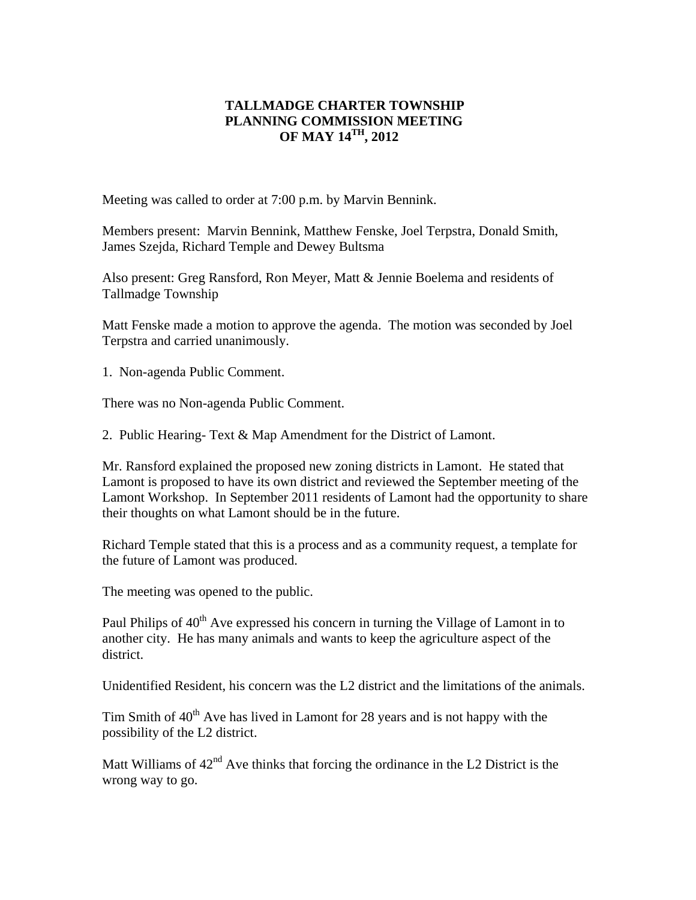# TALLMADGE CHARTER TOWNSHIP
## PLANNING COMMISSION MEETING
## OF MAY 14TH, 2012

Meeting was called to order at 7:00 p.m. by Marvin Bennink.

Members present: Marvin Bennink, Matthew Fenske, Joel Terpstra, Donald Smith, James Szejda, Richard Temple and Dewey Bultsma

Also present: Greg Ransford, Ron Meyer, Matt & Jennie Boelema and residents of Tallmadge Township

Matt Fenske made a motion to approve the agenda. The motion was seconded by Joel Terpstra and carried unanimously.

1. Non-agenda Public Comment.

There was no Non-agenda Public Comment.

2. Public Hearing- Text & Map Amendment for the District of Lamont.

Mr. Ransford explained the proposed new zoning districts in Lamont. He stated that Lamont is proposed to have its own district and reviewed the September meeting of the Lamont Workshop. In September 2011 residents of Lamont had the opportunity to share their thoughts on what Lamont should be in the future.

Richard Temple stated that this is a process and as a community request, a template for the future of Lamont was produced.

The meeting was opened to the public.

Paul Philips of 40th Ave expressed his concern in turning the Village of Lamont in to another city. He has many animals and wants to keep the agriculture aspect of the district.

Unidentified Resident, his concern was the L2 district and the limitations of the animals.

Tim Smith of 40th Ave has lived in Lamont for 28 years and is not happy with the possibility of the L2 district.

Matt Williams of 42nd Ave thinks that forcing the ordinance in the L2 District is the wrong way to go.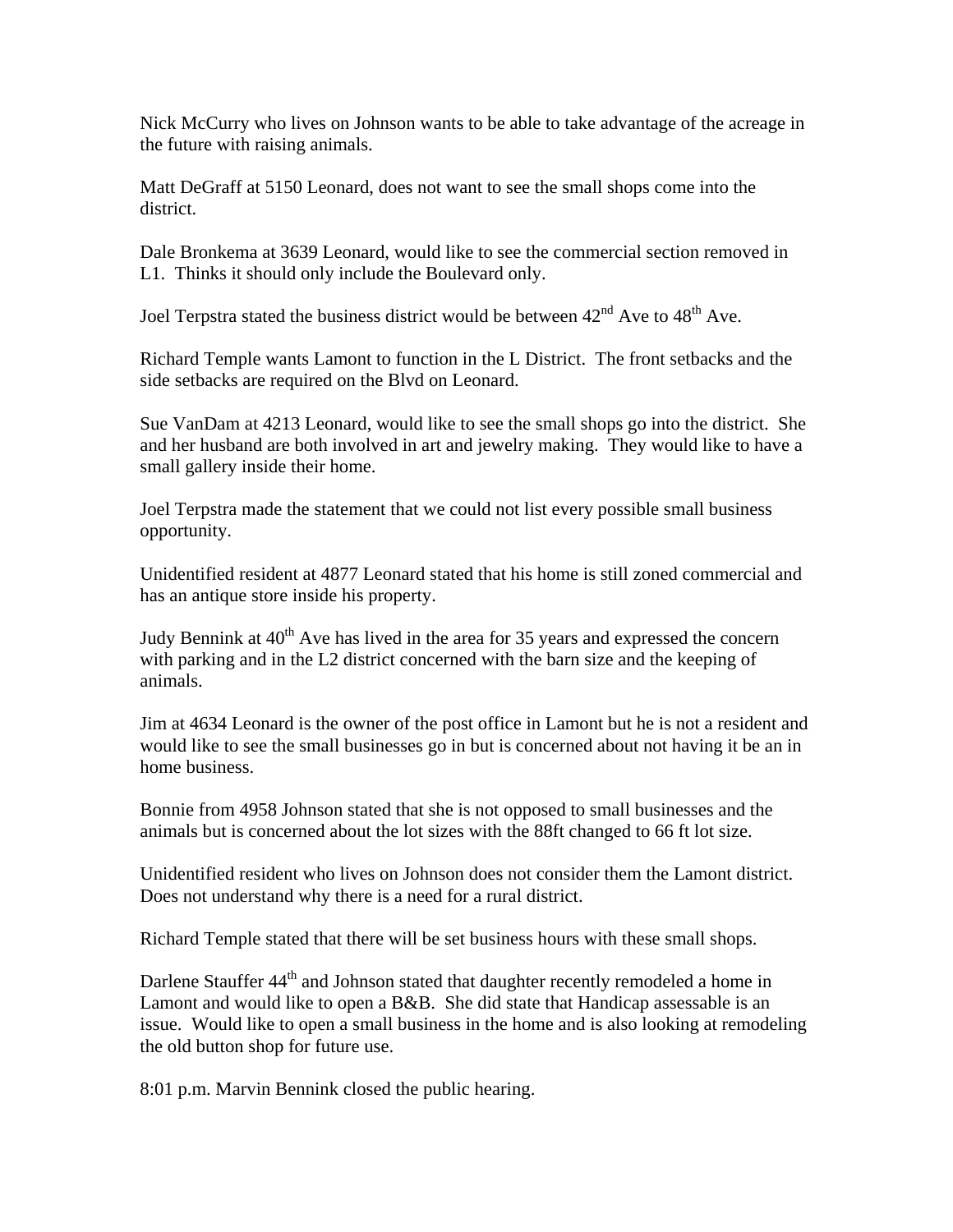Nick McCurry who lives on Johnson wants to be able to take advantage of the acreage in the future with raising animals.

Matt DeGraff at 5150 Leonard, does not want to see the small shops come into the district.

Dale Bronkema at 3639 Leonard, would like to see the commercial section removed in L1. Thinks it should only include the Boulevard only.

Joel Terpstra stated the business district would be between 42nd Ave to 48th Ave.

Richard Temple wants Lamont to function in the L District. The front setbacks and the side setbacks are required on the Blvd on Leonard.

Sue VanDam at 4213 Leonard, would like to see the small shops go into the district. She and her husband are both involved in art and jewelry making. They would like to have a small gallery inside their home.

Joel Terpstra made the statement that we could not list every possible small business opportunity.

Unidentified resident at 4877 Leonard stated that his home is still zoned commercial and has an antique store inside his property.

Judy Bennink at 40th Ave has lived in the area for 35 years and expressed the concern with parking and in the L2 district concerned with the barn size and the keeping of animals.

Jim at 4634 Leonard is the owner of the post office in Lamont but he is not a resident and would like to see the small businesses go in but is concerned about not having it be an in home business.

Bonnie from 4958 Johnson stated that she is not opposed to small businesses and the animals but is concerned about the lot sizes with the 88ft changed to 66 ft lot size.

Unidentified resident who lives on Johnson does not consider them the Lamont district. Does not understand why there is a need for a rural district.

Richard Temple stated that there will be set business hours with these small shops.

Darlene Stauffer 44th and Johnson stated that daughter recently remodeled a home in Lamont and would like to open a B&B. She did state that Handicap assessable is an issue. Would like to open a small business in the home and is also looking at remodeling the old button shop for future use.

8:01 p.m. Marvin Bennink closed the public hearing.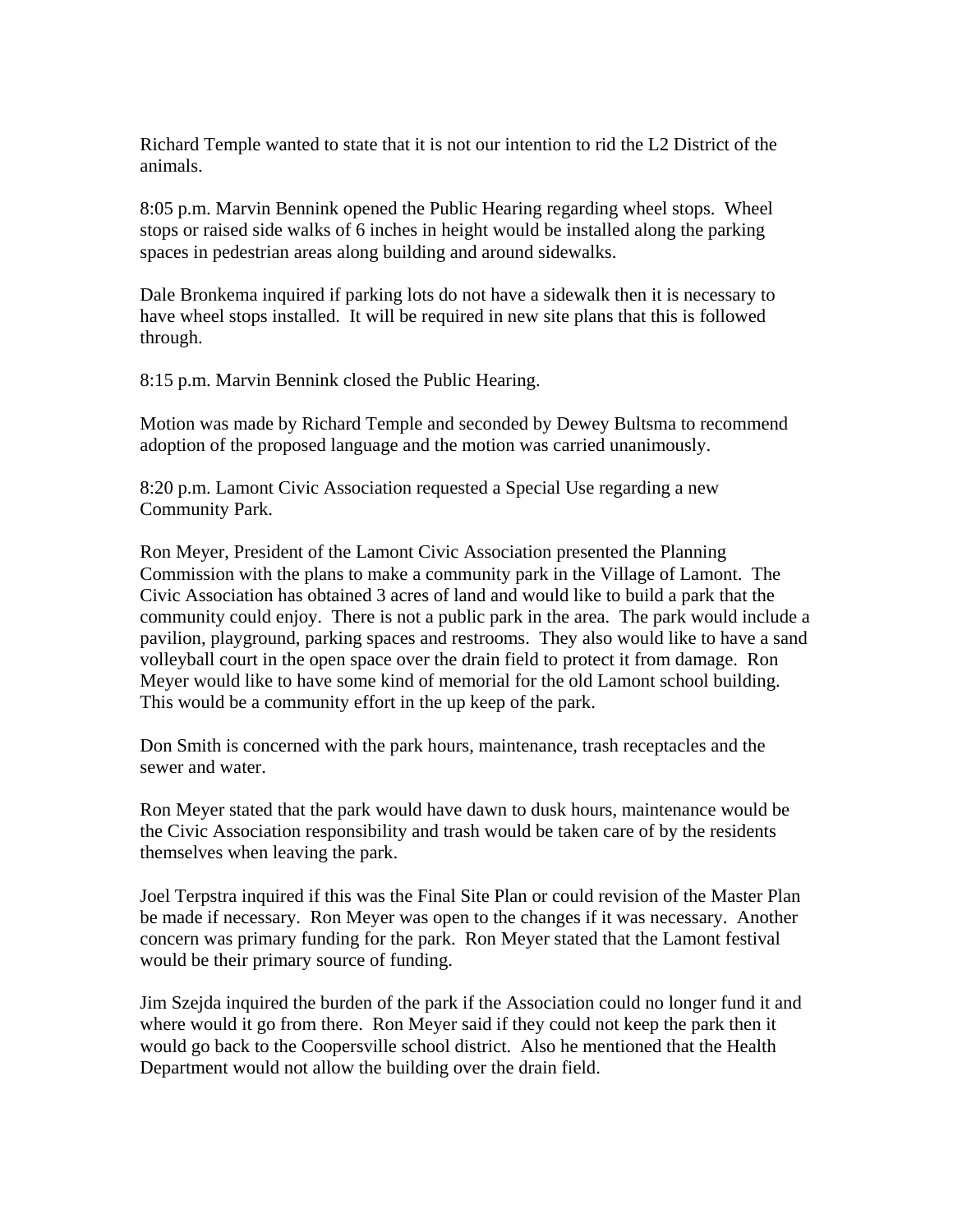Richard Temple wanted to state that it is not our intention to rid the L2 District of the animals.

8:05 p.m. Marvin Bennink opened the Public Hearing regarding wheel stops. Wheel stops or raised side walks of 6 inches in height would be installed along the parking spaces in pedestrian areas along building and around sidewalks.

Dale Bronkema inquired if parking lots do not have a sidewalk then it is necessary to have wheel stops installed. It will be required in new site plans that this is followed through.

8:15 p.m. Marvin Bennink closed the Public Hearing.

Motion was made by Richard Temple and seconded by Dewey Bultsma to recommend adoption of the proposed language and the motion was carried unanimously.

8:20 p.m. Lamont Civic Association requested a Special Use regarding a new Community Park.

Ron Meyer, President of the Lamont Civic Association presented the Planning Commission with the plans to make a community park in the Village of Lamont. The Civic Association has obtained 3 acres of land and would like to build a park that the community could enjoy. There is not a public park in the area. The park would include a pavilion, playground, parking spaces and restrooms. They also would like to have a sand volleyball court in the open space over the drain field to protect it from damage. Ron Meyer would like to have some kind of memorial for the old Lamont school building. This would be a community effort in the up keep of the park.

Don Smith is concerned with the park hours, maintenance, trash receptacles and the sewer and water.

Ron Meyer stated that the park would have dawn to dusk hours, maintenance would be the Civic Association responsibility and trash would be taken care of by the residents themselves when leaving the park.

Joel Terpstra inquired if this was the Final Site Plan or could revision of the Master Plan be made if necessary. Ron Meyer was open to the changes if it was necessary. Another concern was primary funding for the park. Ron Meyer stated that the Lamont festival would be their primary source of funding.

Jim Szejda inquired the burden of the park if the Association could no longer fund it and where would it go from there. Ron Meyer said if they could not keep the park then it would go back to the Coopersville school district. Also he mentioned that the Health Department would not allow the building over the drain field.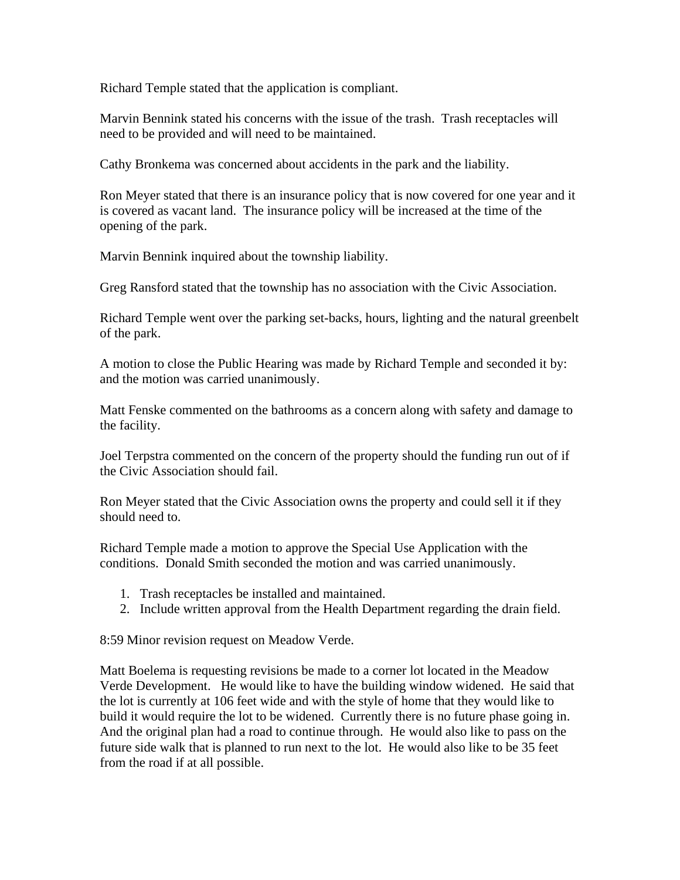Richard Temple stated that the application is compliant.

Marvin Bennink stated his concerns with the issue of the trash. Trash receptacles will need to be provided and will need to be maintained.

Cathy Bronkema was concerned about accidents in the park and the liability.

Ron Meyer stated that there is an insurance policy that is now covered for one year and it is covered as vacant land. The insurance policy will be increased at the time of the opening of the park.

Marvin Bennink inquired about the township liability.

Greg Ransford stated that the township has no association with the Civic Association.

Richard Temple went over the parking set-backs, hours, lighting and the natural greenbelt of the park.

A motion to close the Public Hearing was made by Richard Temple and seconded it by: and the motion was carried unanimously.

Matt Fenske commented on the bathrooms as a concern along with safety and damage to the facility.

Joel Terpstra commented on the concern of the property should the funding run out of if the Civic Association should fail.

Ron Meyer stated that the Civic Association owns the property and could sell it if they should need to.

Richard Temple made a motion to approve the Special Use Application with the conditions. Donald Smith seconded the motion and was carried unanimously.

1. Trash receptacles be installed and maintained.
2. Include written approval from the Health Department regarding the drain field.

8:59 Minor revision request on Meadow Verde.

Matt Boelema is requesting revisions be made to a corner lot located in the Meadow Verde Development. He would like to have the building window widened. He said that the lot is currently at 106 feet wide and with the style of home that they would like to build it would require the lot to be widened. Currently there is no future phase going in. And the original plan had a road to continue through. He would also like to pass on the future side walk that is planned to run next to the lot. He would also like to be 35 feet from the road if at all possible.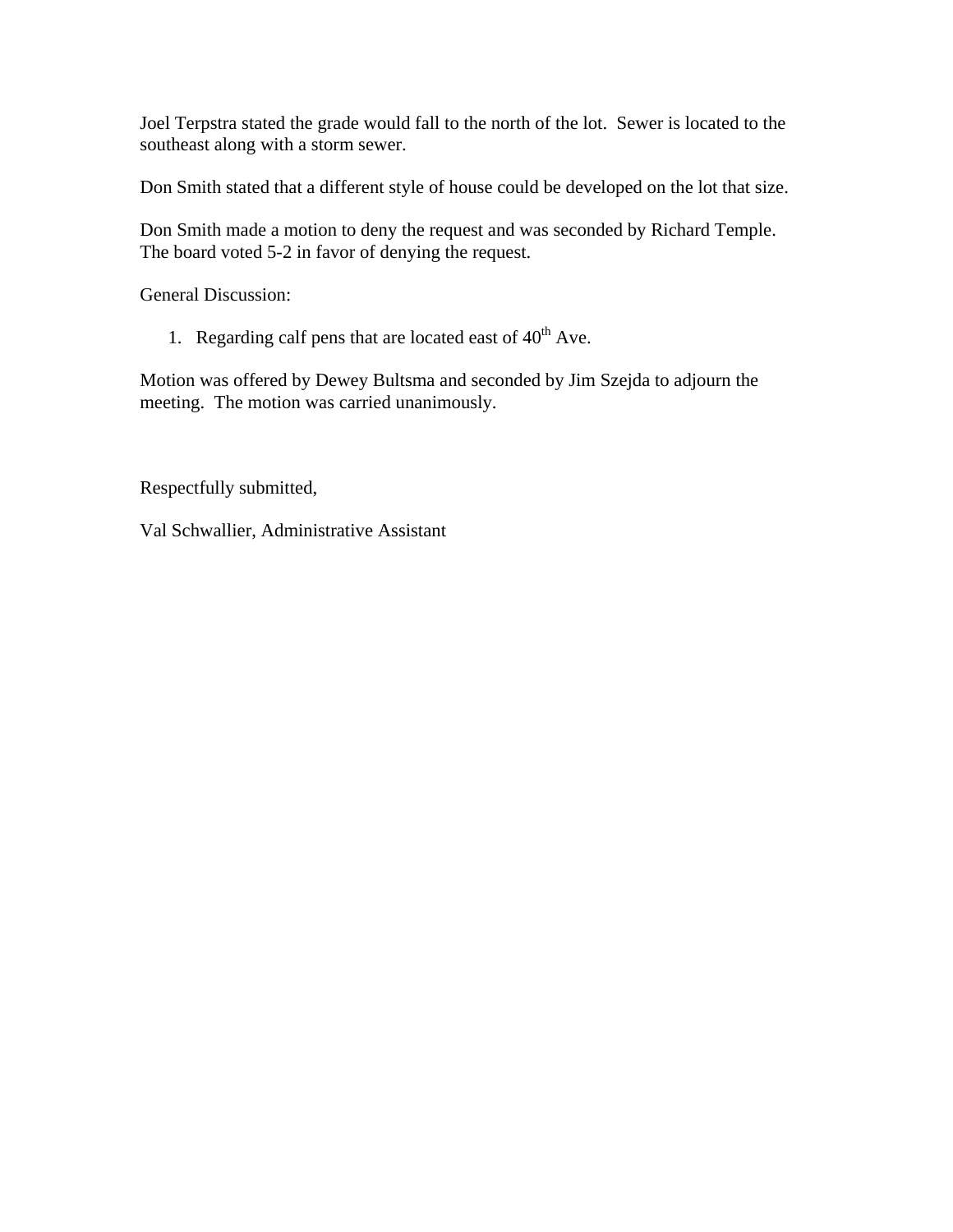Joel Terpstra stated the grade would fall to the north of the lot. Sewer is located to the southeast along with a storm sewer.

Don Smith stated that a different style of house could be developed on the lot that size.

Don Smith made a motion to deny the request and was seconded by Richard Temple. The board voted 5-2 in favor of denying the request.

General Discussion:

1. Regarding calf pens that are located east of 40th Ave.

Motion was offered by Dewey Bultsma and seconded by Jim Szejda to adjourn the meeting. The motion was carried unanimously.

Respectfully submitted,

Val Schwallier, Administrative Assistant